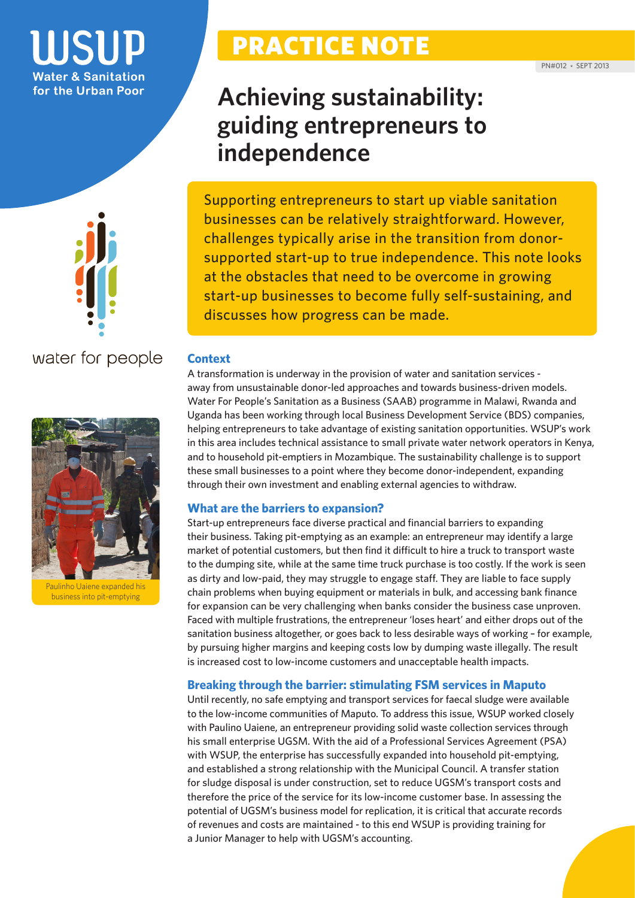# PRACTICE NOTE

PN#012 • SEPT 2013

WSUP Water & Sanitation for the Urban Poor

water for people

# Achieving sustainability: guiding entrepreneurs to independence

Supporting entrepreneurs to start up viable sanitation businesses can be relatively straightforward. However, challenges typically arise in the transition from donor-supported start-up to true independence. This note looks at the obstacles that need to be overcome in growing start-up businesses to become fully self-sustaining, and discusses how progress can be made.

Paulinho Uaiene expanded his business into pit-emptying

## Context

A transformation is underway in the provision of water and sanitation services - away from unsustainable donor-led approaches and towards business-driven models. Water For People's Sanitation as a Business (SAAB) programme in Malawi, Rwanda and Uganda has been working through local Business Development Service (BDS) companies, helping entrepreneurs to take advantage of existing sanitation opportunities. WSUP's work in this area includes technical assistance to small private water network operators in Kenya, and to household pit-emptiers in Mozambique. The sustainability challenge is to support these small businesses to a point where they become donor-independent, expanding through their own investment and enabling external agencies to withdraw.

## What are the barriers to expansion?

Start-up entrepreneurs face diverse practical and financial barriers to expanding their business. Taking pit-emptying as an example: an entrepreneur may identify a large market of potential customers, but then find it difficult to hire a truck to transport waste to the dumping site, while at the same time truck purchase is too costly. If the work is seen as dirty and low-paid, they may struggle to engage staff. They are liable to face supply chain problems when buying equipment or materials in bulk, and accessing bank finance for expansion can be very challenging when banks consider the business case unproven. Faced with multiple frustrations, the entrepreneur 'loses heart' and either drops out of the sanitation business altogether, or goes back to less desirable ways of working – for example, by pursuing higher margins and keeping costs low by dumping waste illegally. The result is increased cost to low-income customers and unacceptable health impacts.

## Breaking through the barrier: stimulating FSM services in Maputo

Until recently, no safe emptying and transport services for faecal sludge were available to the low-income communities of Maputo. To address this issue, WSUP worked closely with Paulino Uaiene, an entrepreneur providing solid waste collection services through his small enterprise UGSM. With the aid of a Professional Services Agreement (PSA) with WSUP, the enterprise has successfully expanded into household pit-emptying, and established a strong relationship with the Municipal Council. A transfer station for sludge disposal is under construction, set to reduce UGSM's transport costs and therefore the price of the service for its low-income customer base. In assessing the potential of UGSM's business model for replication, it is critical that accurate records of revenues and costs are maintained - to this end WSUP is providing training for a Junior Manager to help with UGSM's accounting.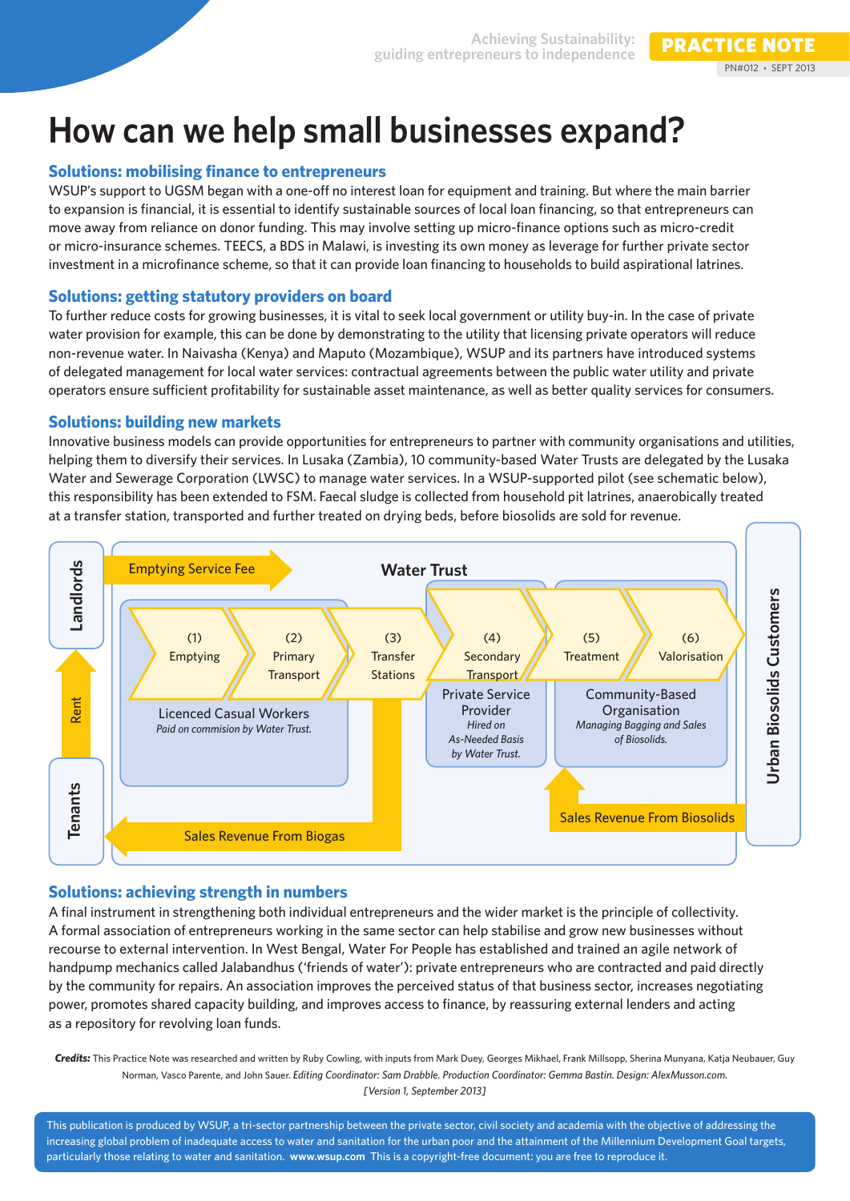# How can we help small businesses expand?

## Solutions: mobilising finance to entrepreneurs

WSUP's support to UGSM began with a one-off no interest loan for equipment and training. But where the main barrier to expansion is financial, it is essential to identify sustainable sources of local loan financing, so that entrepreneurs can move away from reliance on donor funding. This may involve setting up micro-finance options such as micro-credit or micro-insurance schemes. TEECS, a BDS in Malawi, is investing its own money as leverage for further private sector investment in a microfinance scheme, so that it can provide loan financing to households to build aspirational latrines.

## Solutions: getting statutory providers on board

To further reduce costs for growing businesses, it is vital to seek local government or utility buy-in. In the case of private water provision for example, this can be done by demonstrating to the utility that licensing private operators will reduce non-revenue water. In Naivasha (Kenya) and Maputo (Mozambique), WSUP and its partners have introduced systems of delegated management for local water services: contractual agreements between the public water utility and private operators ensure sufficient profitability for sustainable asset maintenance, as well as better quality services for consumers.

## Solutions: building new markets

Innovative business models can provide opportunities for entrepreneurs to partner with community organisations and utilities, helping them to diversify their services. In Lusaka (Zambia), 10 community-based Water Trusts are delegated by the Lusaka Water and Sewerage Corporation (LWSC) to manage water services. In a WSUP-supported pilot (see schematic below), this responsibility has been extended to FSM. Faecal sludge is collected from household pit latrines, anaerobically treated at a transfer station, transported and further treated on drying beds, before biosolids are sold for revenue.

Landlords
Tenants
Rent
Emptying Service Fee
Water Trust
(1) Emptying
(2) Primary Transport
(3) Transfer Stations
(4) Secondary Transport
(5) Treatment
(6) Valorisation
Licenced Casual Workers
*Paid on commision by Water Trust.*
Private Service Provider
*Hired on As-Needed Basis by Water Trust.*
Community-Based Organisation
*Managing Bagging and Sales of Biosolids.*
Sales Revenue From Biogas
Sales Revenue From Biosolids
Urban Biosolids Customers

## Solutions: achieving strength in numbers

A final instrument in strengthening both individual entrepreneurs and the wider market is the principle of collectivity. A formal association of entrepreneurs working in the same sector can help stabilise and grow new businesses without recourse to external intervention. In West Bengal, Water For People has established and trained an agile network of handpump mechanics called Jalabandhus ('friends of water'): private entrepreneurs who are contracted and paid directly by the community for repairs. An association improves the perceived status of that business sector, increases negotiating power, promotes shared capacity building, and improves access to finance, by reassuring external lenders and acting as a repository for revolving loan funds.

***Credits:*** This Practice Note was researched and written by Ruby Cowling, with inputs from Mark Duey, Georges Mikhael, Frank Millsopp, Sherina Munyana, Katja Neubauer, Guy Norman, Vasco Parente, and John Sauer. *Editing Coordinator: Sam Drabble. Production Coordinator: Gemma Bastin. Design: AlexMusson.com.*
*[Version 1, September 2013]*

This publication is produced by WSUP, a tri-sector partnership between the private sector, civil society and academia with the objective of addressing the increasing global problem of inadequate access to water and sanitation for the urban poor and the attainment of the Millennium Development Goal targets, particularly those relating to water and sanitation. **www.wsup.com** This is a copyright-free document: you are free to reproduce it.